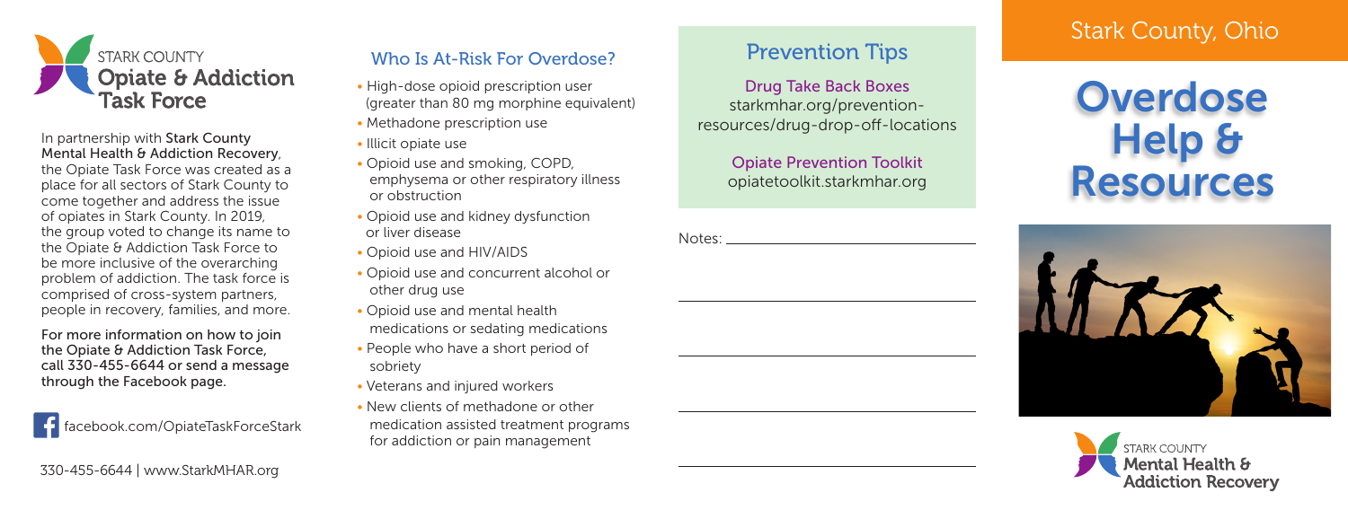STARK COUNTY

# Opiate & Addiction Task Force

In partnership with Stark County Mental Health & Addiction Recovery, the Opiate Task Force was created as a place for all sectors of Stark County to come together and address the issue of opiates in Stark County. In 2019, the group voted to change its name to the Opiate & Addiction Task Force to be more inclusive of the overarching problem of addiction. The task force is comprised of cross-system partners, people in recovery, families, and more.

**For more information on how to join the Opiate & Addiction Task Force, call 330-455-6644 or send a message through the Facebook page.**

facebook.com/OpiateTaskForceStark

330-455-6644 | www.StarkMHAR.org

## Who Is At-Risk For Overdose?

- High-dose opioid prescription user (greater than 80 mg morphine equivalent)
- Methadone prescription use
- Illicit opiate use
- Opioid use and smoking, COPD, emphysema or other respiratory illness or obstruction
- Opioid use and kidney dysfunction or liver disease
- Opioid use and HIV/AIDS
- Opioid use and concurrent alcohol or other drug use
- Opioid use and mental health medications or sedating medications
- People who have a short period of sobriety
- Veterans and injured workers
- New clients of methadone or other medication assisted treatment programs for addiction or pain management

## Prevention Tips

**Drug Take Back Boxes**
starkmhar.org/prevention-resources/drug-drop-off-locations

**Opiate Prevention Toolkit**
opiatetoolkit.starkmhar.org

Notes: ______________________________

______________________________

______________________________

______________________________

______________________________

Stark County, Ohio

# Overdose Help & Resources

STARK COUNTY
**Mental Health & Addiction Recovery**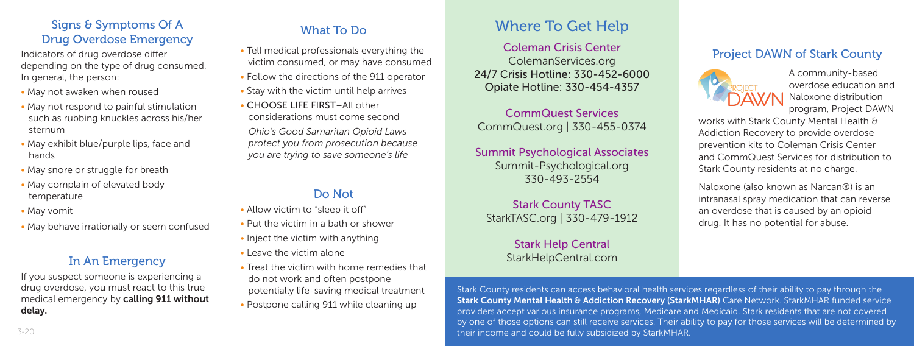## Signs & Symptoms Of A Drug Overdose Emergency

Indicators of drug overdose differ depending on the type of drug consumed. In general, the person:

- May not awaken when roused
- May not respond to painful stimulation such as rubbing knuckles across his/her sternum
- May exhibit blue/purple lips, face and hands
- May snore or struggle for breath
- May complain of elevated body temperature
- May vomit
- May behave irrationally or seem confused

## In An Emergency

If you suspect someone is experiencing a drug overdose, you must react to this true medical emergency by **calling 911 without delay.**

## What To Do

- Tell medical professionals everything the victim consumed, or may have consumed
- Follow the directions of the 911 operator
- Stay with the victim until help arrives
- CHOOSE LIFE FIRST–All other considerations must come second

  *Ohio's Good Samaritan Opioid Laws protect you from prosecution because you are trying to save someone's life*

## Do Not

- Allow victim to "sleep it off"
- Put the victim in a bath or shower
- Inject the victim with anything
- Leave the victim alone
- Treat the victim with home remedies that do not work and often postpone potentially life-saving medical treatment
- Postpone calling 911 while cleaning up

# Where To Get Help

**Coleman Crisis Center**
ColemanServices.org
24/7 Crisis Hotline: 330-452-6000
Opiate Hotline: 330-454-4357

**CommQuest Services**
CommQuest.org | 330-455-0374

**Summit Psychological Associates**
Summit-Psychological.org
330-493-2554

**Stark County TASC**
StarkTASC.org | 330-479-1912

**Stark Help Central**
StarkHelpCentral.com

## Project DAWN of Stark County

A community-based overdose education and Naloxone distribution program, Project DAWN works with Stark County Mental Health & Addiction Recovery to provide overdose prevention kits to Coleman Crisis Center and CommQuest Services for distribution to Stark County residents at no charge.

Naloxone (also known as Narcan®) is an intranasal spray medication that can reverse an overdose that is caused by an opioid drug. It has no potential for abuse.

Stark County residents can access behavioral health services regardless of their ability to pay through the **Stark County Mental Health & Addiction Recovery (StarkMHAR)** Care Network. StarkMHAR funded service providers accept various insurance programs, Medicare and Medicaid. Stark residents that are not covered by one of those options can still receive services. Their ability to pay for those services will be determined by their income and could be fully subsidized by StarkMHAR.

3-20